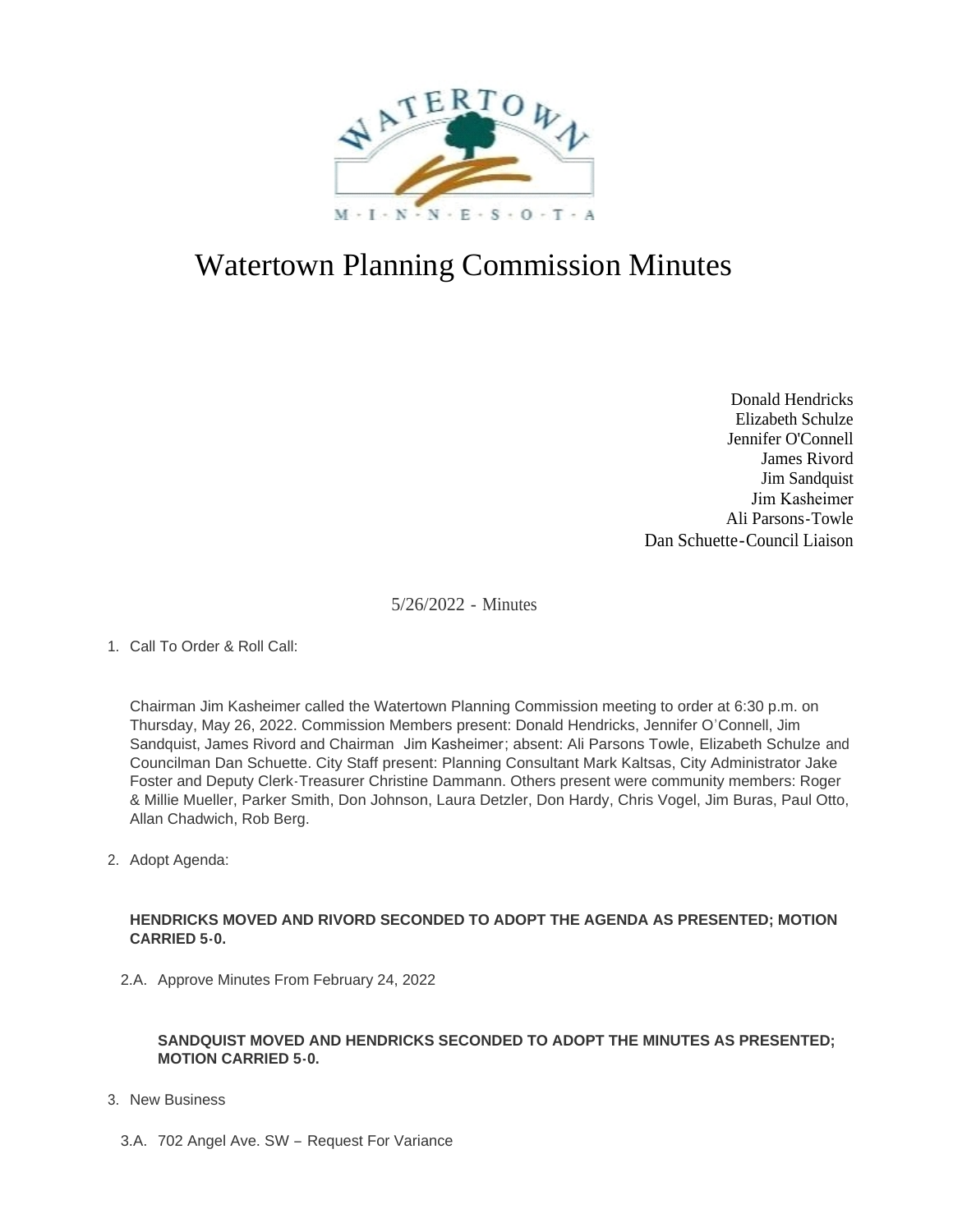# Watertown Planning Commission Minutes

Donald Hendricks
Elizabeth Schulze
Jennifer O'Connell
James Rivord
Jim Sandquist
Jim Kasheimer
Ali Parsons-Towle
Dan Schuette-Council Liaison

5/26/2022 - Minutes

1. Call To Order & Roll Call:

Chairman Jim Kasheimer called the Watertown Planning Commission meeting to order at 6:30 p.m. on Thursday, May 26, 2022. Commission Members present: Donald Hendricks, Jennifer O'Connell, Jim Sandquist, James Rivord and Chairman Jim Kasheimer; absent: Ali Parsons Towle, Elizabeth Schulze and Councilman Dan Schuette. City Staff present: Planning Consultant Mark Kaltsas, City Administrator Jake Foster and Deputy Clerk-Treasurer Christine Dammann. Others present were community members: Roger & Millie Mueller, Parker Smith, Don Johnson, Laura Detzler, Don Hardy, Chris Vogel, Jim Buras, Paul Otto, Allan Chadwich, Rob Berg.

2. Adopt Agenda:

**HENDRICKS MOVED AND RIVORD SECONDED TO ADOPT THE AGENDA AS PRESENTED; MOTION CARRIED 5-0.**

2.A. Approve Minutes From February 24, 2022

**SANDQUIST MOVED AND HENDRICKS SECONDED TO ADOPT THE MINUTES AS PRESENTED; MOTION CARRIED 5-0.**

3. New Business

3.A. 702 Angel Ave. SW – Request For Variance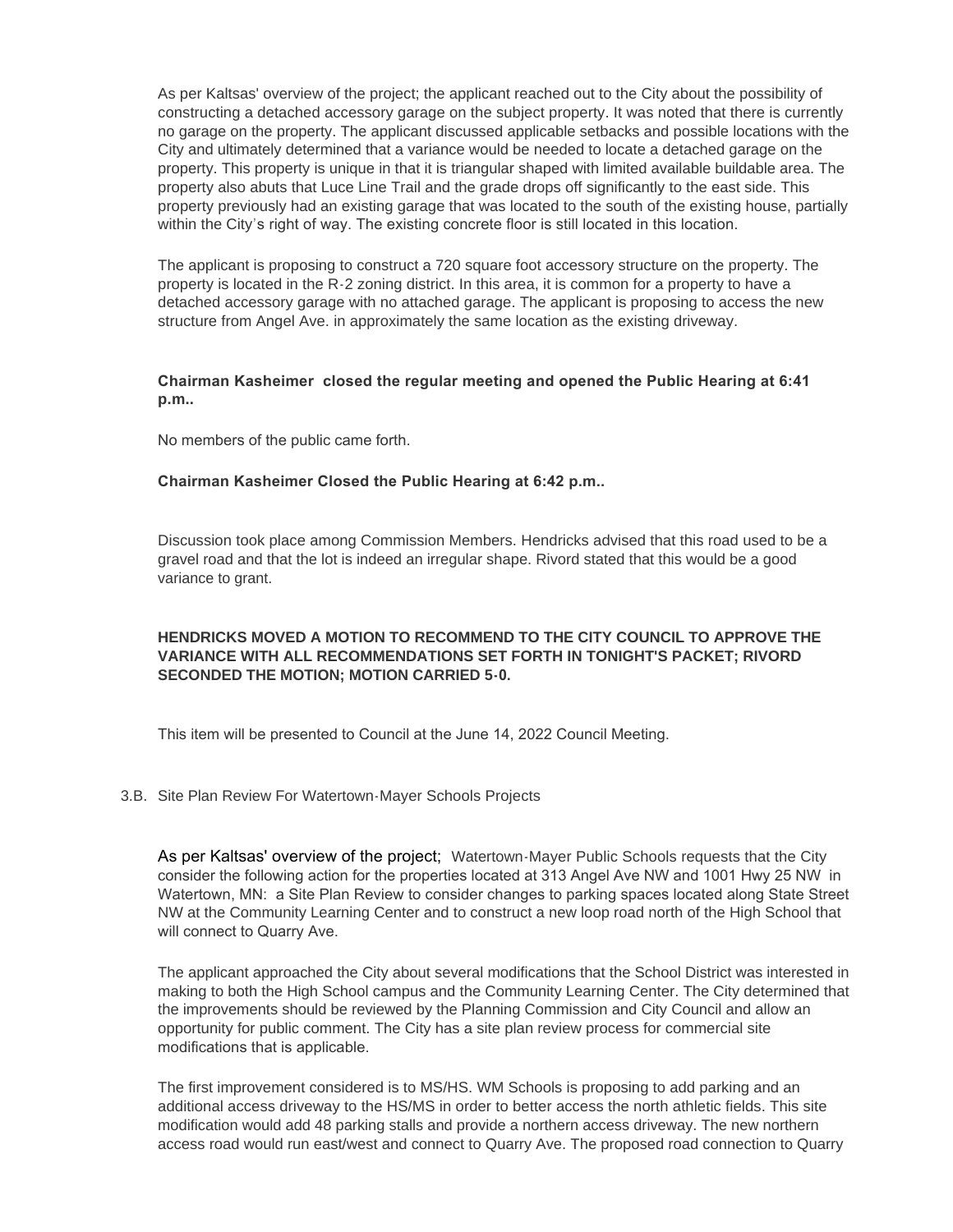As per Kaltsas' overview of the project; the applicant reached out to the City about the possibility of constructing a detached accessory garage on the subject property. It was noted that there is currently no garage on the property. The applicant discussed applicable setbacks and possible locations with the City and ultimately determined that a variance would be needed to locate a detached garage on the property. This property is unique in that it is triangular shaped with limited available buildable area. The property also abuts that Luce Line Trail and the grade drops off significantly to the east side. This property previously had an existing garage that was located to the south of the existing house, partially within the City's right of way. The existing concrete floor is still located in this location.

The applicant is proposing to construct a 720 square foot accessory structure on the property. The property is located in the R-2 zoning district. In this area, it is common for a property to have a detached accessory garage with no attached garage. The applicant is proposing to access the new structure from Angel Ave. in approximately the same location as the existing driveway.

**Chairman Kasheimer closed the regular meeting and opened the Public Hearing at 6:41 p.m..**

No members of the public came forth.

**Chairman Kasheimer Closed the Public Hearing at 6:42 p.m..**

Discussion took place among Commission Members. Hendricks advised that this road used to be a gravel road and that the lot is indeed an irregular shape. Rivord stated that this would be a good variance to grant.

**HENDRICKS MOVED A MOTION TO RECOMMEND TO THE CITY COUNCIL TO APPROVE THE VARIANCE WITH ALL RECOMMENDATIONS SET FORTH IN TONIGHT'S PACKET; RIVORD SECONDED THE MOTION; MOTION CARRIED 5-0.**

This item will be presented to Council at the June 14, 2022 Council Meeting.

3.B. Site Plan Review For Watertown-Mayer Schools Projects

As per Kaltsas' overview of the project; Watertown-Mayer Public Schools requests that the City consider the following action for the properties located at 313 Angel Ave NW and 1001 Hwy 25 NW in Watertown, MN: a Site Plan Review to consider changes to parking spaces located along State Street NW at the Community Learning Center and to construct a new loop road north of the High School that will connect to Quarry Ave.

The applicant approached the City about several modifications that the School District was interested in making to both the High School campus and the Community Learning Center. The City determined that the improvements should be reviewed by the Planning Commission and City Council and allow an opportunity for public comment. The City has a site plan review process for commercial site modifications that is applicable.

The first improvement considered is to MS/HS. WM Schools is proposing to add parking and an additional access driveway to the HS/MS in order to better access the north athletic fields. This site modification would add 48 parking stalls and provide a northern access driveway. The new northern access road would run east/west and connect to Quarry Ave. The proposed road connection to Quarry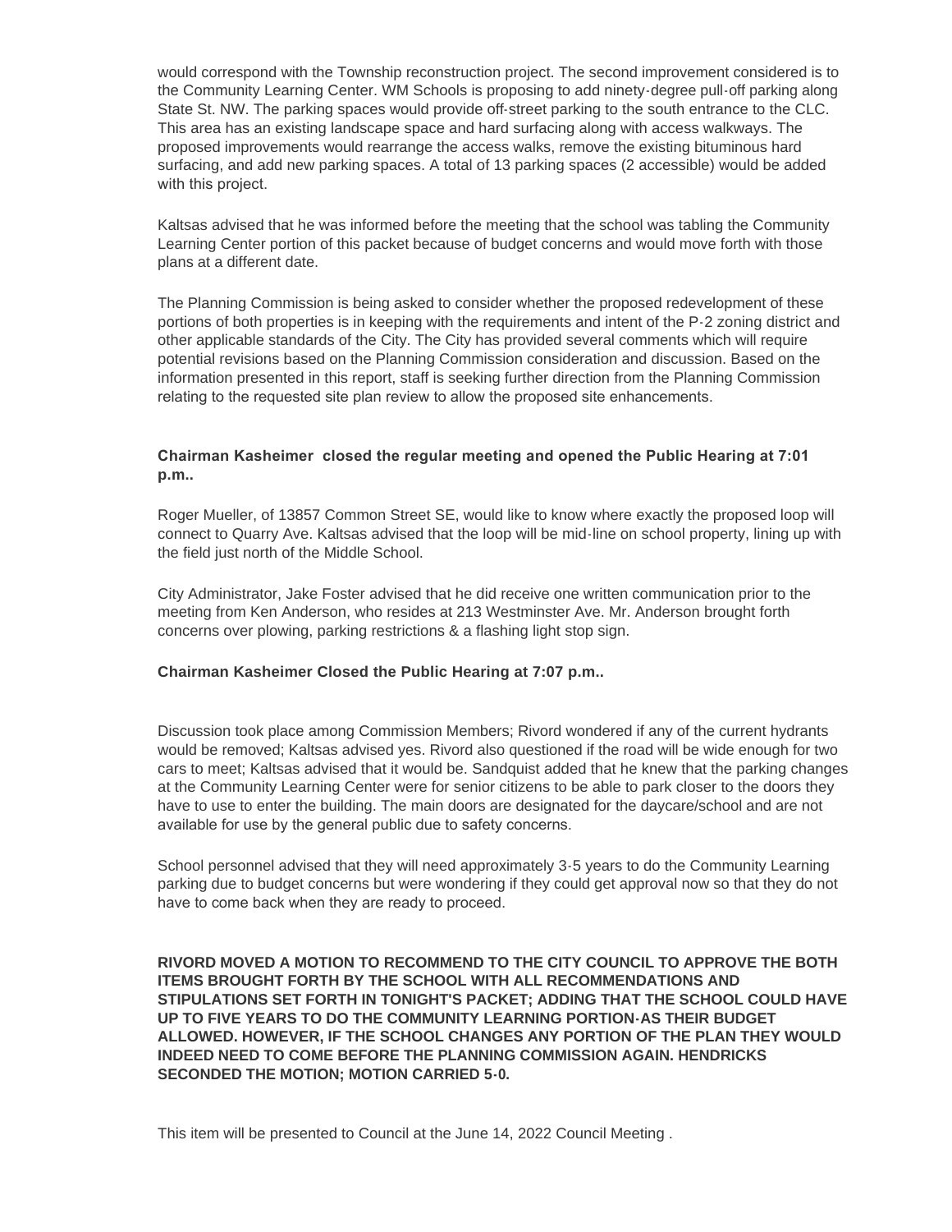would correspond with the Township reconstruction project. The second improvement considered is to the Community Learning Center. WM Schools is proposing to add ninety-degree pull-off parking along State St. NW. The parking spaces would provide off-street parking to the south entrance to the CLC. This area has an existing landscape space and hard surfacing along with access walkways. The proposed improvements would rearrange the access walks, remove the existing bituminous hard surfacing, and add new parking spaces. A total of 13 parking spaces (2 accessible) would be added with this project.

Kaltsas advised that he was informed before the meeting that the school was tabling the Community Learning Center portion of this packet because of budget concerns and would move forth with those plans at a different date.

The Planning Commission is being asked to consider whether the proposed redevelopment of these portions of both properties is in keeping with the requirements and intent of the P-2 zoning district and other applicable standards of the City. The City has provided several comments which will require potential revisions based on the Planning Commission consideration and discussion. Based on the information presented in this report, staff is seeking further direction from the Planning Commission relating to the requested site plan review to allow the proposed site enhancements.

**Chairman Kasheimer closed the regular meeting and opened the Public Hearing at 7:01 p.m..**

Roger Mueller, of 13857 Common Street SE, would like to know where exactly the proposed loop will connect to Quarry Ave. Kaltsas advised that the loop will be mid-line on school property, lining up with the field just north of the Middle School.

City Administrator, Jake Foster advised that he did receive one written communication prior to the meeting from Ken Anderson, who resides at 213 Westminster Ave. Mr. Anderson brought forth concerns over plowing, parking restrictions & a flashing light stop sign.

**Chairman Kasheimer Closed the Public Hearing at 7:07 p.m..**

Discussion took place among Commission Members; Rivord wondered if any of the current hydrants would be removed; Kaltsas advised yes. Rivord also questioned if the road will be wide enough for two cars to meet; Kaltsas advised that it would be. Sandquist added that he knew that the parking changes at the Community Learning Center were for senior citizens to be able to park closer to the doors they have to use to enter the building. The main doors are designated for the daycare/school and are not available for use by the general public due to safety concerns.

School personnel advised that they will need approximately 3-5 years to do the Community Learning parking due to budget concerns but were wondering if they could get approval now so that they do not have to come back when they are ready to proceed.

**RIVORD MOVED A MOTION TO RECOMMEND TO THE CITY COUNCIL TO APPROVE THE BOTH ITEMS BROUGHT FORTH BY THE SCHOOL WITH ALL RECOMMENDATIONS AND STIPULATIONS SET FORTH IN TONIGHT'S PACKET; ADDING THAT THE SCHOOL COULD HAVE UP TO FIVE YEARS TO DO THE COMMUNITY LEARNING PORTION-AS THEIR BUDGET ALLOWED. HOWEVER, IF THE SCHOOL CHANGES ANY PORTION OF THE PLAN THEY WOULD INDEED NEED TO COME BEFORE THE PLANNING COMMISSION AGAIN. HENDRICKS SECONDED THE MOTION; MOTION CARRIED 5-0.**

This item will be presented to Council at the June 14, 2022 Council Meeting .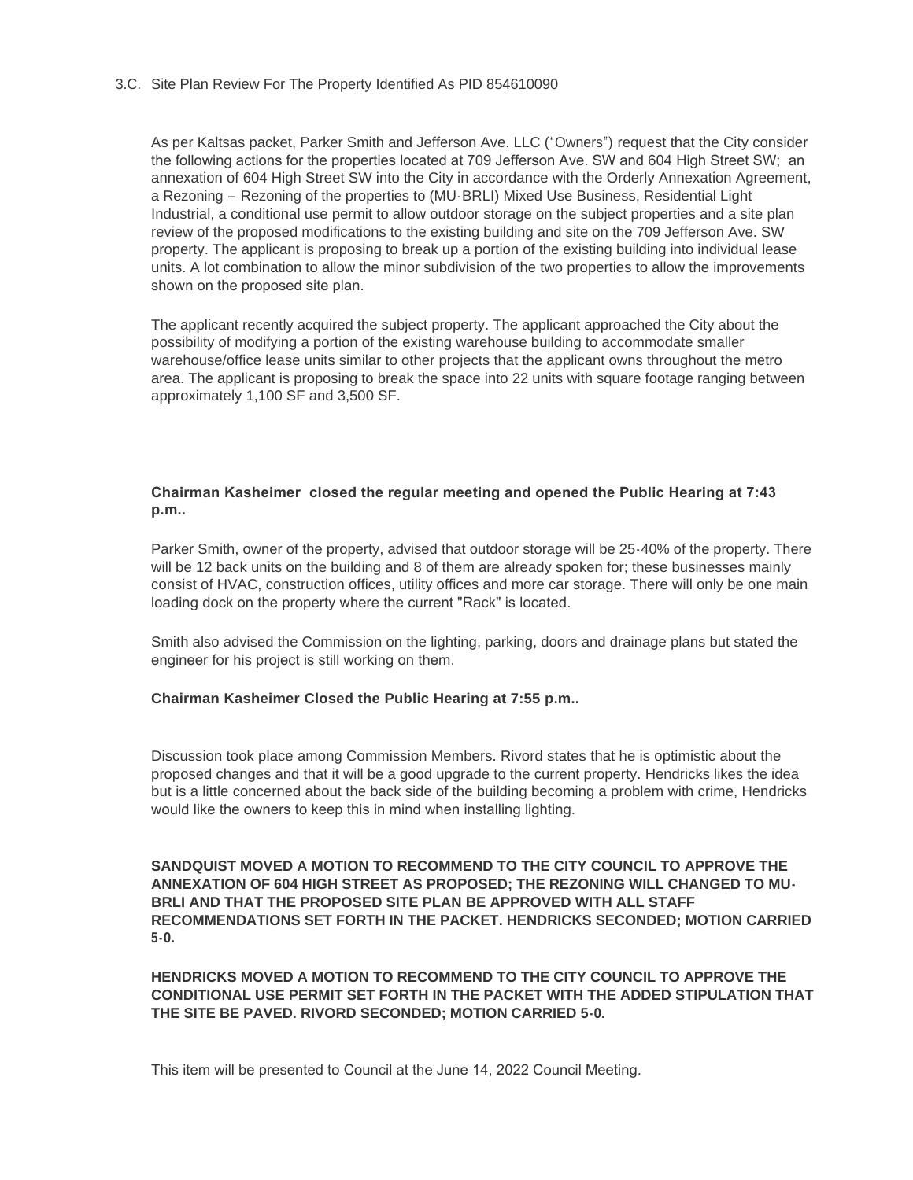3.C. Site Plan Review For The Property Identified As PID 854610090

As per Kaltsas packet, Parker Smith and Jefferson Ave. LLC ("Owners") request that the City consider the following actions for the properties located at 709 Jefferson Ave. SW and 604 High Street SW; an annexation of 604 High Street SW into the City in accordance with the Orderly Annexation Agreement, a Rezoning – Rezoning of the properties to (MU-BRLI) Mixed Use Business, Residential Light Industrial, a conditional use permit to allow outdoor storage on the subject properties and a site plan review of the proposed modifications to the existing building and site on the 709 Jefferson Ave. SW property. The applicant is proposing to break up a portion of the existing building into individual lease units. A lot combination to allow the minor subdivision of the two properties to allow the improvements shown on the proposed site plan.

The applicant recently acquired the subject property. The applicant approached the City about the possibility of modifying a portion of the existing warehouse building to accommodate smaller warehouse/office lease units similar to other projects that the applicant owns throughout the metro area. The applicant is proposing to break the space into 22 units with square footage ranging between approximately 1,100 SF and 3,500 SF.

**Chairman Kasheimer closed the regular meeting and opened the Public Hearing at 7:43 p.m..**

Parker Smith, owner of the property, advised that outdoor storage will be 25-40% of the property. There will be 12 back units on the building and 8 of them are already spoken for; these businesses mainly consist of HVAC, construction offices, utility offices and more car storage. There will only be one main loading dock on the property where the current "Rack" is located.

Smith also advised the Commission on the lighting, parking, doors and drainage plans but stated the engineer for his project is still working on them.

**Chairman Kasheimer Closed the Public Hearing at 7:55 p.m..**

Discussion took place among Commission Members. Rivord states that he is optimistic about the proposed changes and that it will be a good upgrade to the current property. Hendricks likes the idea but is a little concerned about the back side of the building becoming a problem with crime, Hendricks would like the owners to keep this in mind when installing lighting.

**SANDQUIST MOVED A MOTION TO RECOMMEND TO THE CITY COUNCIL TO APPROVE THE ANNEXATION OF 604 HIGH STREET AS PROPOSED; THE REZONING WILL CHANGED TO MU-BRLI AND THAT THE PROPOSED SITE PLAN BE APPROVED WITH ALL STAFF RECOMMENDATIONS SET FORTH IN THE PACKET. HENDRICKS SECONDED; MOTION CARRIED 5-0.**

**HENDRICKS MOVED A MOTION TO RECOMMEND TO THE CITY COUNCIL TO APPROVE THE CONDITIONAL USE PERMIT SET FORTH IN THE PACKET WITH THE ADDED STIPULATION THAT THE SITE BE PAVED. RIVORD SECONDED; MOTION CARRIED 5-0.**

This item will be presented to Council at the June 14, 2022 Council Meeting.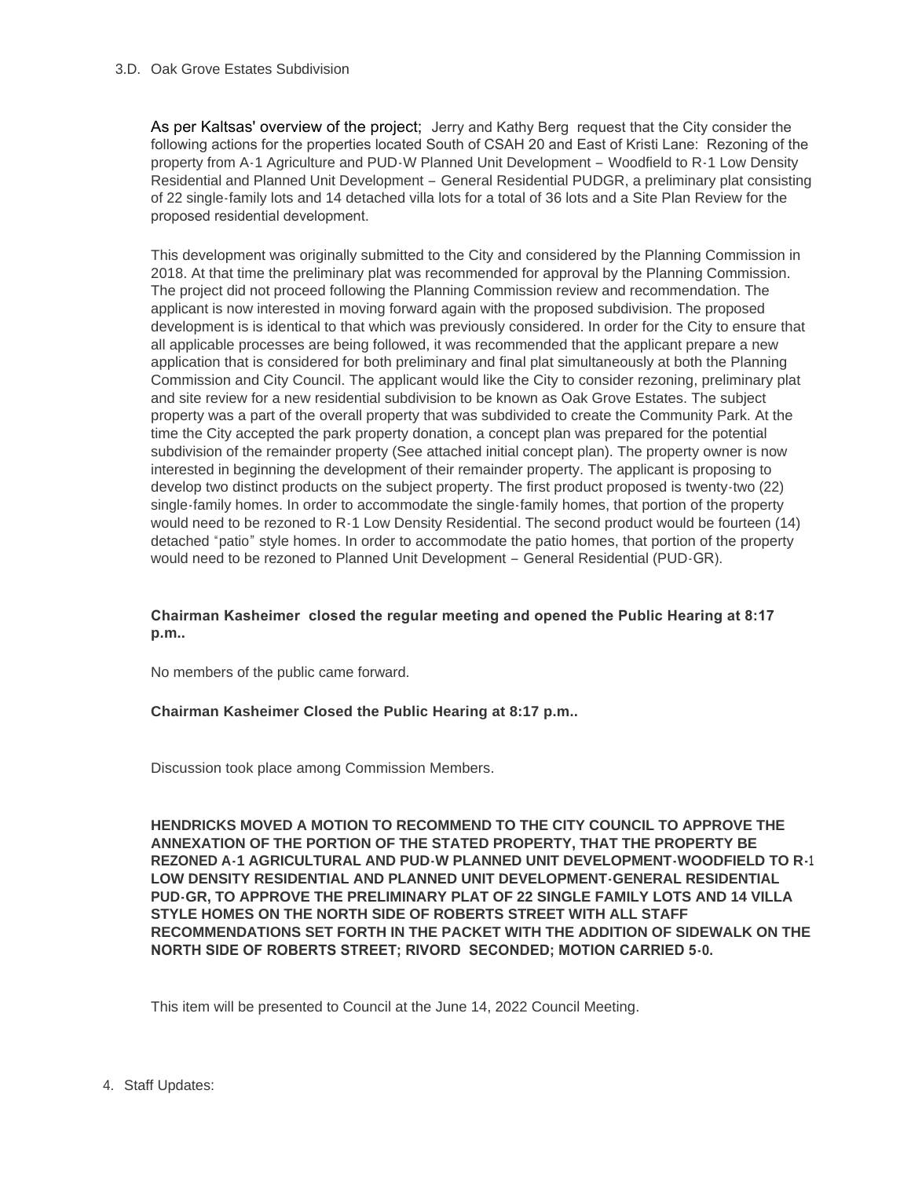3.D. Oak Grove Estates Subdivision

As per Kaltsas' overview of the project; Jerry and Kathy Berg request that the City consider the following actions for the properties located South of CSAH 20 and East of Kristi Lane: Rezoning of the property from A-1 Agriculture and PUD-W Planned Unit Development – Woodfield to R-1 Low Density Residential and Planned Unit Development – General Residential PUDGR, a preliminary plat consisting of 22 single-family lots and 14 detached villa lots for a total of 36 lots and a Site Plan Review for the proposed residential development.

This development was originally submitted to the City and considered by the Planning Commission in 2018. At that time the preliminary plat was recommended for approval by the Planning Commission. The project did not proceed following the Planning Commission review and recommendation. The applicant is now interested in moving forward again with the proposed subdivision. The proposed development is is identical to that which was previously considered. In order for the City to ensure that all applicable processes are being followed, it was recommended that the applicant prepare a new application that is considered for both preliminary and final plat simultaneously at both the Planning Commission and City Council. The applicant would like the City to consider rezoning, preliminary plat and site review for a new residential subdivision to be known as Oak Grove Estates. The subject property was a part of the overall property that was subdivided to create the Community Park. At the time the City accepted the park property donation, a concept plan was prepared for the potential subdivision of the remainder property (See attached initial concept plan). The property owner is now interested in beginning the development of their remainder property. The applicant is proposing to develop two distinct products on the subject property. The first product proposed is twenty-two (22) single-family homes. In order to accommodate the single-family homes, that portion of the property would need to be rezoned to R-1 Low Density Residential. The second product would be fourteen (14) detached "patio" style homes. In order to accommodate the patio homes, that portion of the property would need to be rezoned to Planned Unit Development – General Residential (PUD-GR).

**Chairman Kasheimer closed the regular meeting and opened the Public Hearing at 8:17 p.m..**

No members of the public came forward.

**Chairman Kasheimer Closed the Public Hearing at 8:17 p.m..**

Discussion took place among Commission Members.

**HENDRICKS MOVED A MOTION TO RECOMMEND TO THE CITY COUNCIL TO APPROVE THE ANNEXATION OF THE PORTION OF THE STATED PROPERTY, THAT THE PROPERTY BE REZONED A-1 AGRICULTURAL AND PUD-W PLANNED UNIT DEVELOPMENT-WOODFIELD TO R-1 LOW DENSITY RESIDENTIAL AND PLANNED UNIT DEVELOPMENT-GENERAL RESIDENTIAL PUD-GR, TO APPROVE THE PRELIMINARY PLAT OF 22 SINGLE FAMILY LOTS AND 14 VILLA STYLE HOMES ON THE NORTH SIDE OF ROBERTS STREET WITH ALL STAFF RECOMMENDATIONS SET FORTH IN THE PACKET WITH THE ADDITION OF SIDEWALK ON THE NORTH SIDE OF ROBERTS STREET; RIVORD SECONDED; MOTION CARRIED 5-0.**

This item will be presented to Council at the June 14, 2022 Council Meeting.

4. Staff Updates: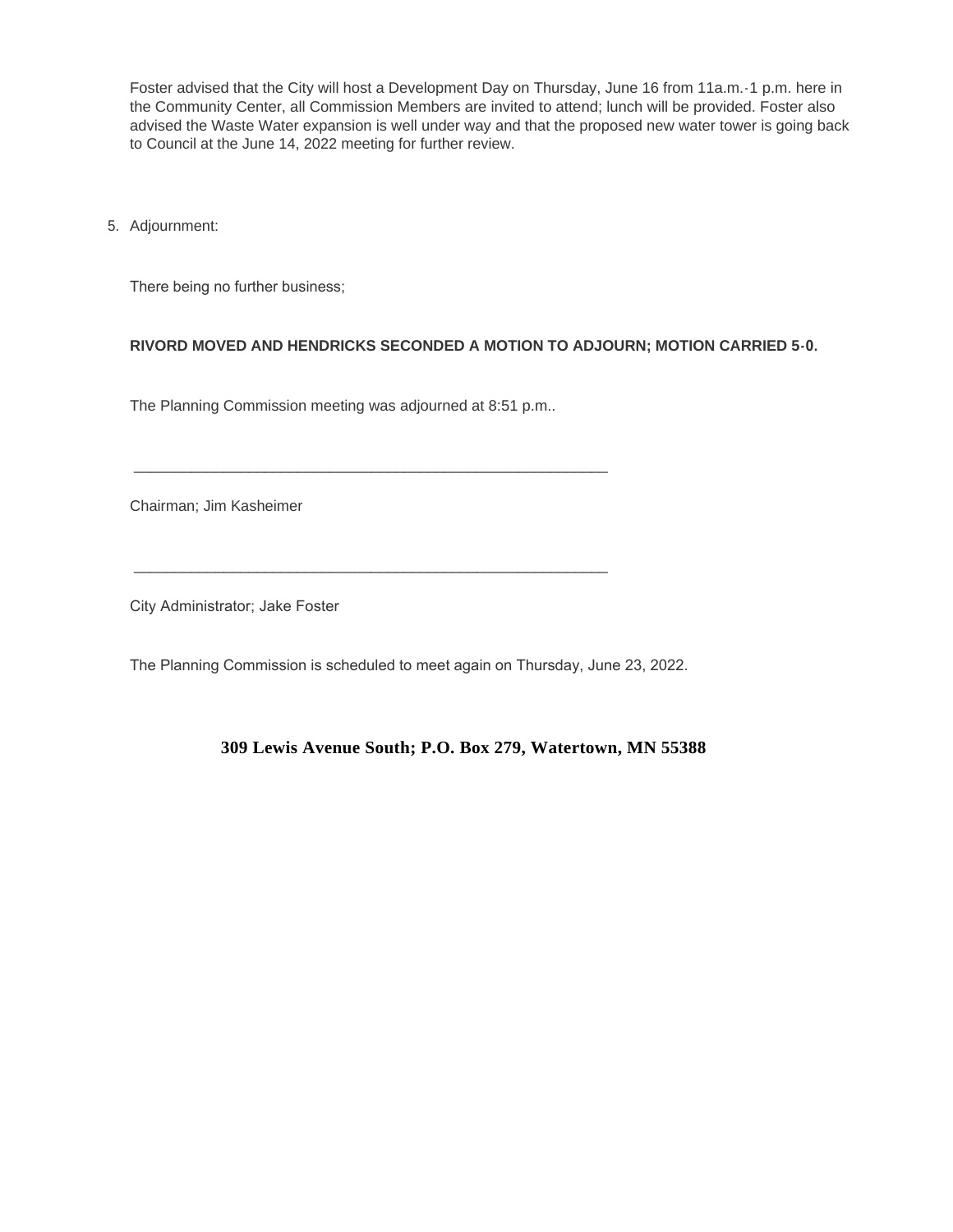Foster advised that the City will host a Development Day on Thursday, June 16 from 11a.m.-1 p.m. here in the Community Center, all Commission Members are invited to attend; lunch will be provided. Foster also advised the Waste Water expansion is well under way and that the proposed new water tower is going back to Council at the June 14, 2022 meeting for further review.

5. Adjournment:

There being no further business;

**RIVORD MOVED AND HENDRICKS SECONDED A MOTION TO ADJOURN; MOTION CARRIED 5-0.**

The Planning Commission meeting was adjourned at 8:51 p.m..

\_\_\_\_\_\_\_\_\_\_\_\_\_\_\_\_\_\_\_\_\_\_\_\_\_\_\_\_\_\_\_\_\_\_\_\_\_\_\_\_\_\_\_\_\_\_\_\_\_\_\_\_\_\_\_\_\_\_\_\_

Chairman; Jim Kasheimer

\_\_\_\_\_\_\_\_\_\_\_\_\_\_\_\_\_\_\_\_\_\_\_\_\_\_\_\_\_\_\_\_\_\_\_\_\_\_\_\_\_\_\_\_\_\_\_\_\_\_\_\_\_\_\_\_\_\_\_\_

City Administrator; Jake Foster

The Planning Commission is scheduled to meet again on Thursday, June 23, 2022.

**309 Lewis Avenue South; P.O. Box 279, Watertown, MN 55388**